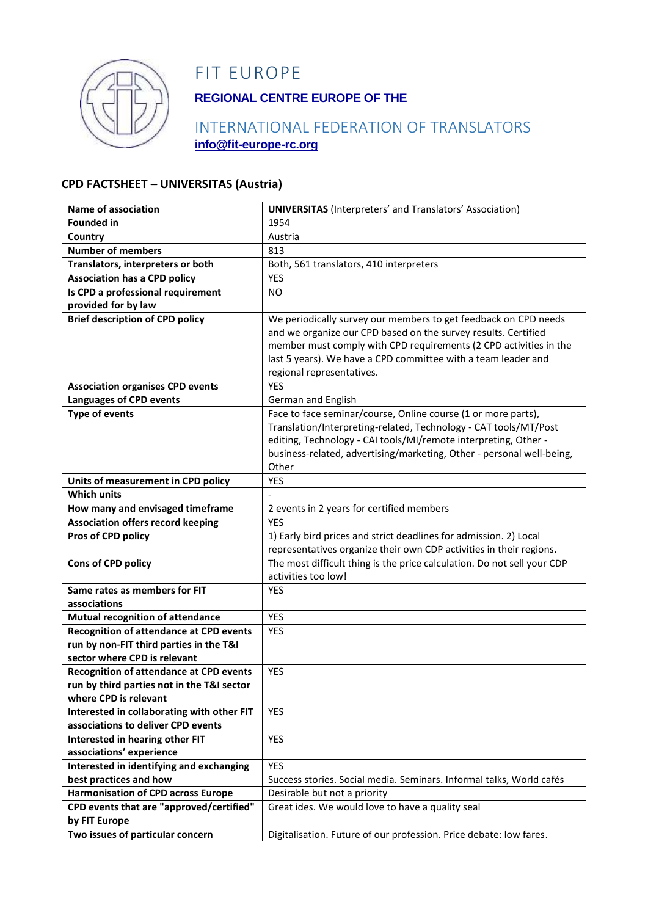# FIT EUROPE

**REGIONAL CENTRE EUROPE OF THE**

INTERNATIONAL FEDERATION OF TRANSLATORS

**info@fit-europe-rc.org**

## CPD FACTSHEET – UNIVERSITAS (Austria)

| | |
|---|---|
| **Name of association** | **UNIVERSITAS** (Interpreters' and Translators' Association) |
| **Founded in** | 1954 |
| **Country** | Austria |
| **Number of members** | 813 |
| **Translators, interpreters or both** | Both, 561 translators, 410 interpreters |
| **Association has a CPD policy** | YES |
| **Is CPD a professional requirement provided for by law** | NO |
| **Brief description of CPD policy** | We periodically survey our members to get feedback on CPD needs and we organize our CPD based on the survey results. Certified member must comply with CPD requirements (2 CPD activities in the last 5 years). We have a CPD committee with a team leader and regional representatives. |
| **Association organises CPD events** | YES |
| **Languages of CPD events** | German and English |
| **Type of events** | Face to face seminar/course, Online course (1 or more parts), Translation/Interpreting-related, Technology - CAT tools/MT/Post editing, Technology - CAI tools/MI/remote interpreting, Other - business-related, advertising/marketing, Other - personal well-being, Other |
| **Units of measurement in CPD policy** | YES |
| **Which units** | - |
| **How many and envisaged timeframe** | 2 events in 2 years for certified members |
| **Association offers record keeping** | YES |
| **Pros of CPD policy** | 1) Early bird prices and strict deadlines for admission. 2) Local representatives organize their own CDP activities in their regions. |
| **Cons of CPD policy** | The most difficult thing is the price calculation. Do not sell your CDP activities too low! |
| **Same rates as members for FIT associations** | YES |
| **Mutual recognition of attendance** | YES |
| **Recognition of attendance at CPD events run by non-FIT third parties in the T&I sector where CPD is relevant** | YES |
| **Recognition of attendance at CPD events run by third parties not in the T&I sector where CPD is relevant** | YES |
| **Interested in collaborating with other FIT associations to deliver CPD events** | YES |
| **Interested in hearing other FIT associations' experience** | YES |
| **Interested in identifying and exchanging best practices and how** | YES<br>Success stories. Social media. Seminars. Informal talks, World cafés |
| **Harmonisation of CPD across Europe** | Desirable but not a priority |
| **CPD events that are "approved/certified" by FIT Europe** | Great ides. We would love to have a quality seal |
| **Two issues of particular concern** | Digitalisation. Future of our profession. Price debate: low fares. |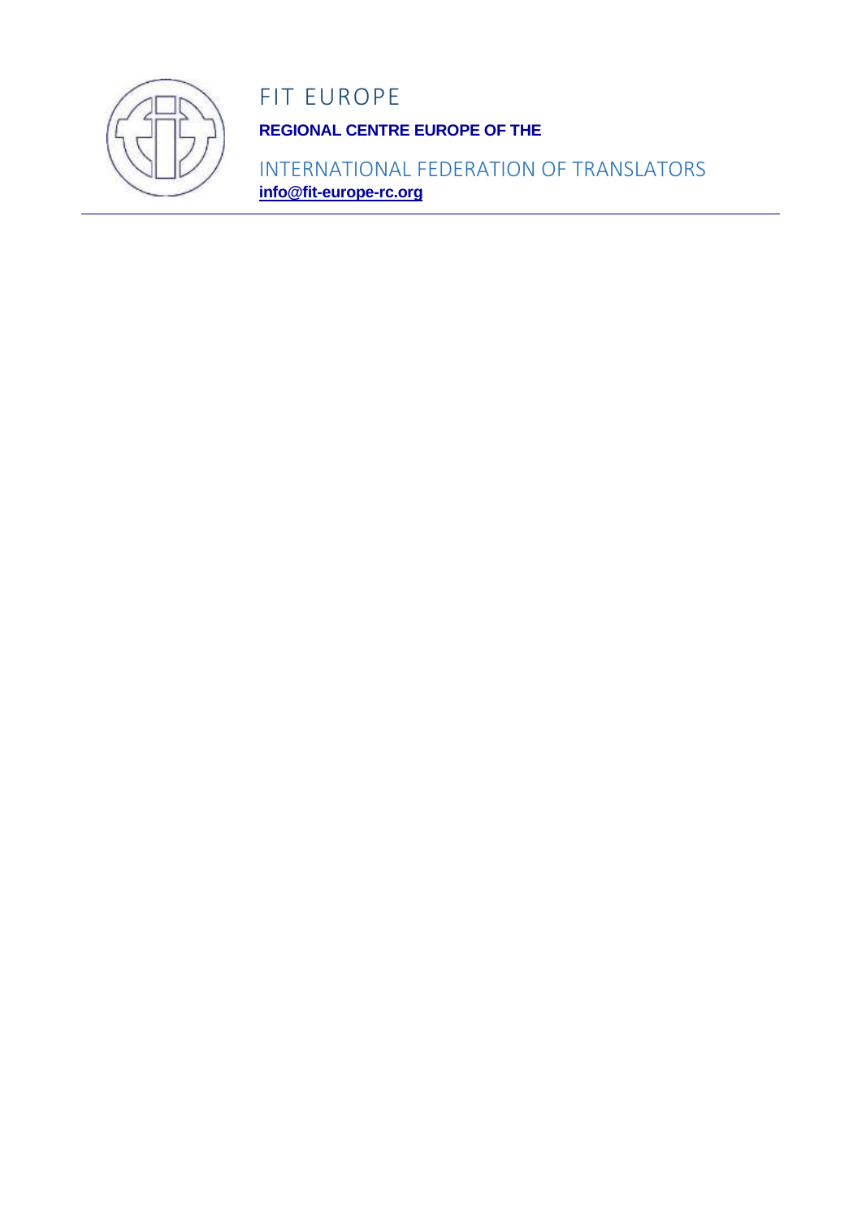FIT EUROPE

**REGIONAL CENTRE EUROPE OF THE**

INTERNATIONAL FEDERATION OF TRANSLATORS

**info@fit-europe-rc.org**